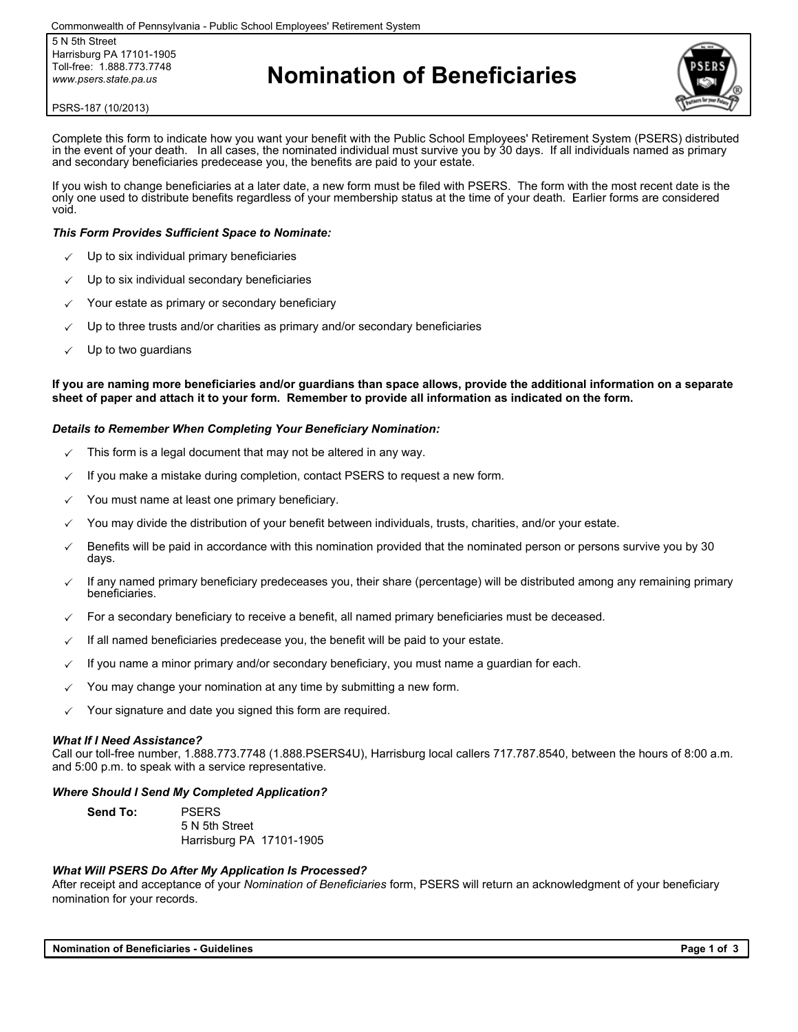Commonwealth of Pennsylvania - Public School Employees' Retirement System

5 N 5th Street
Harrisburg PA 17101-1905
Toll-free: 1.888.773.7748
*www.psers.state.pa.us*

PSRS-187 (10/2013)

# Nomination of Beneficiaries

Complete this form to indicate how you want your benefit with the Public School Employees' Retirement System (PSERS) distributed in the event of your death. In all cases, the nominated individual must survive you by 30 days. If all individuals named as primary and secondary beneficiaries predecease you, the benefits are paid to your estate.

If you wish to change beneficiaries at a later date, a new form must be filed with PSERS. The form with the most recent date is the only one used to distribute benefits regardless of your membership status at the time of your death. Earlier forms are considered void.

***This Form Provides Sufficient Space to Nominate:***

- ✓ Up to six individual primary beneficiaries
- ✓ Up to six individual secondary beneficiaries
- ✓ Your estate as primary or secondary beneficiary
- ✓ Up to three trusts and/or charities as primary and/or secondary beneficiaries
- ✓ Up to two guardians

**If you are naming more beneficiaries and/or guardians than space allows, provide the additional information on a separate sheet of paper and attach it to your form. Remember to provide all information as indicated on the form.**

***Details to Remember When Completing Your Beneficiary Nomination:***

- ✓ This form is a legal document that may not be altered in any way.
- ✓ If you make a mistake during completion, contact PSERS to request a new form.
- ✓ You must name at least one primary beneficiary.
- ✓ You may divide the distribution of your benefit between individuals, trusts, charities, and/or your estate.
- ✓ Benefits will be paid in accordance with this nomination provided that the nominated person or persons survive you by 30 days.
- ✓ If any named primary beneficiary predeceases you, their share (percentage) will be distributed among any remaining primary beneficiaries.
- ✓ For a secondary beneficiary to receive a benefit, all named primary beneficiaries must be deceased.
- ✓ If all named beneficiaries predecease you, the benefit will be paid to your estate.
- ✓ If you name a minor primary and/or secondary beneficiary, you must name a guardian for each.
- ✓ You may change your nomination at any time by submitting a new form.
- ✓ Your signature and date you signed this form are required.

***What If I Need Assistance?***

Call our toll-free number, 1.888.773.7748 (1.888.PSERS4U), Harrisburg local callers 717.787.8540, between the hours of 8:00 a.m. and 5:00 p.m. to speak with a service representative.

***Where Should I Send My Completed Application?***

**Send To:** PSERS
5 N 5th Street
Harrisburg PA 17101-1905

***What Will PSERS Do After My Application Is Processed?***

After receipt and acceptance of your *Nomination of Beneficiaries* form, PSERS will return an acknowledgment of your beneficiary nomination for your records.

**Nomination of Beneficiaries - Guidelines**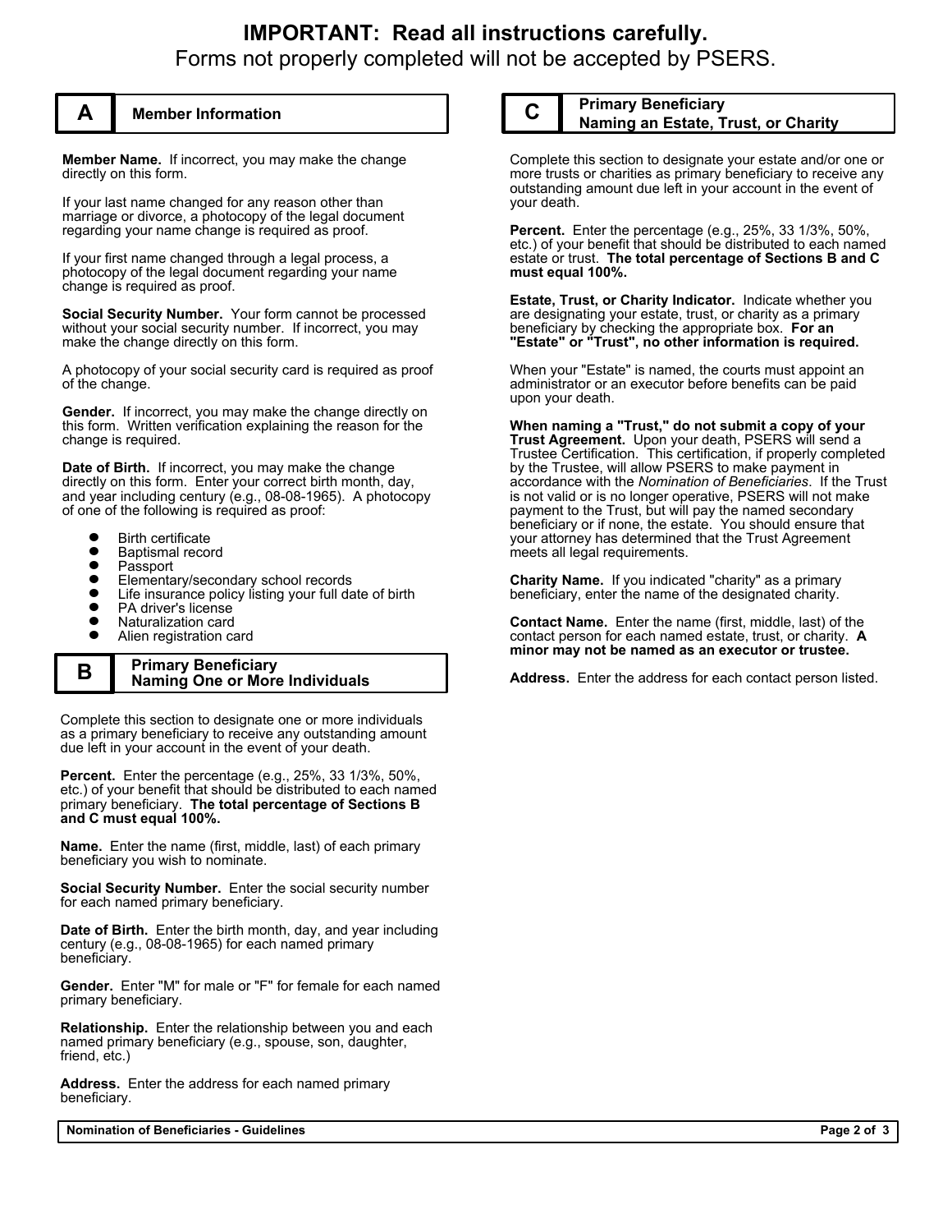# IMPORTANT: Read all instructions carefully.

Forms not properly completed will not be accepted by PSERS.

## A — Member Information

**Member Name.** If incorrect, you may make the change directly on this form.

If your last name changed for any reason other than marriage or divorce, a photocopy of the legal document regarding your name change is required as proof.

If your first name changed through a legal process, a photocopy of the legal document regarding your name change is required as proof.

**Social Security Number.** Your form cannot be processed without your social security number. If incorrect, you may make the change directly on this form.

A photocopy of your social security card is required as proof of the change.

**Gender.** If incorrect, you may make the change directly on this form. Written verification explaining the reason for the change is required.

**Date of Birth.** If incorrect, you may make the change directly on this form. Enter your correct birth month, day, and year including century (e.g., 08-08-1965). A photocopy of one of the following is required as proof:

- Birth certificate
- Baptismal record
- Passport
- Elementary/secondary school records
- Life insurance policy listing your full date of birth
- PA driver's license
- Naturalization card
- Alien registration card

## B — Primary Beneficiary Naming One or More Individuals

Complete this section to designate one or more individuals as a primary beneficiary to receive any outstanding amount due left in your account in the event of your death.

**Percent.** Enter the percentage (e.g., 25%, 33 1/3%, 50%, etc.) of your benefit that should be distributed to each named primary beneficiary. **The total percentage of Sections B and C must equal 100%.**

**Name.** Enter the name (first, middle, last) of each primary beneficiary you wish to nominate.

**Social Security Number.** Enter the social security number for each named primary beneficiary.

**Date of Birth.** Enter the birth month, day, and year including century (e.g., 08-08-1965) for each named primary beneficiary.

**Gender.** Enter "M" for male or "F" for female for each named primary beneficiary.

**Relationship.** Enter the relationship between you and each named primary beneficiary (e.g., spouse, son, daughter, friend, etc.)

**Address.** Enter the address for each named primary beneficiary.

## C — Primary Beneficiary Naming an Estate, Trust, or Charity

Complete this section to designate your estate and/or one or more trusts or charities as primary beneficiary to receive any outstanding amount due left in your account in the event of your death.

**Percent.** Enter the percentage (e.g., 25%, 33 1/3%, 50%, etc.) of your benefit that should be distributed to each named estate or trust. **The total percentage of Sections B and C must equal 100%.**

**Estate, Trust, or Charity Indicator.** Indicate whether you are designating your estate, trust, or charity as a primary beneficiary by checking the appropriate box. **For an "Estate" or "Trust", no other information is required.**

When your "Estate" is named, the courts must appoint an administrator or an executor before benefits can be paid upon your death.

**When naming a "Trust," do not submit a copy of your Trust Agreement.** Upon your death, PSERS will send a Trustee Certification. This certification, if properly completed by the Trustee, will allow PSERS to make payment in accordance with the *Nomination of Beneficiaries*. If the Trust is not valid or is no longer operative, PSERS will not make payment to the Trust, but will pay the named secondary beneficiary or if none, the estate. You should ensure that your attorney has determined that the Trust Agreement meets all legal requirements.

**Charity Name.** If you indicated "charity" as a primary beneficiary, enter the name of the designated charity.

**Contact Name.** Enter the name (first, middle, last) of the contact person for each named estate, trust, or charity. **A minor may not be named as an executor or trustee.**

**Address.** Enter the address for each contact person listed.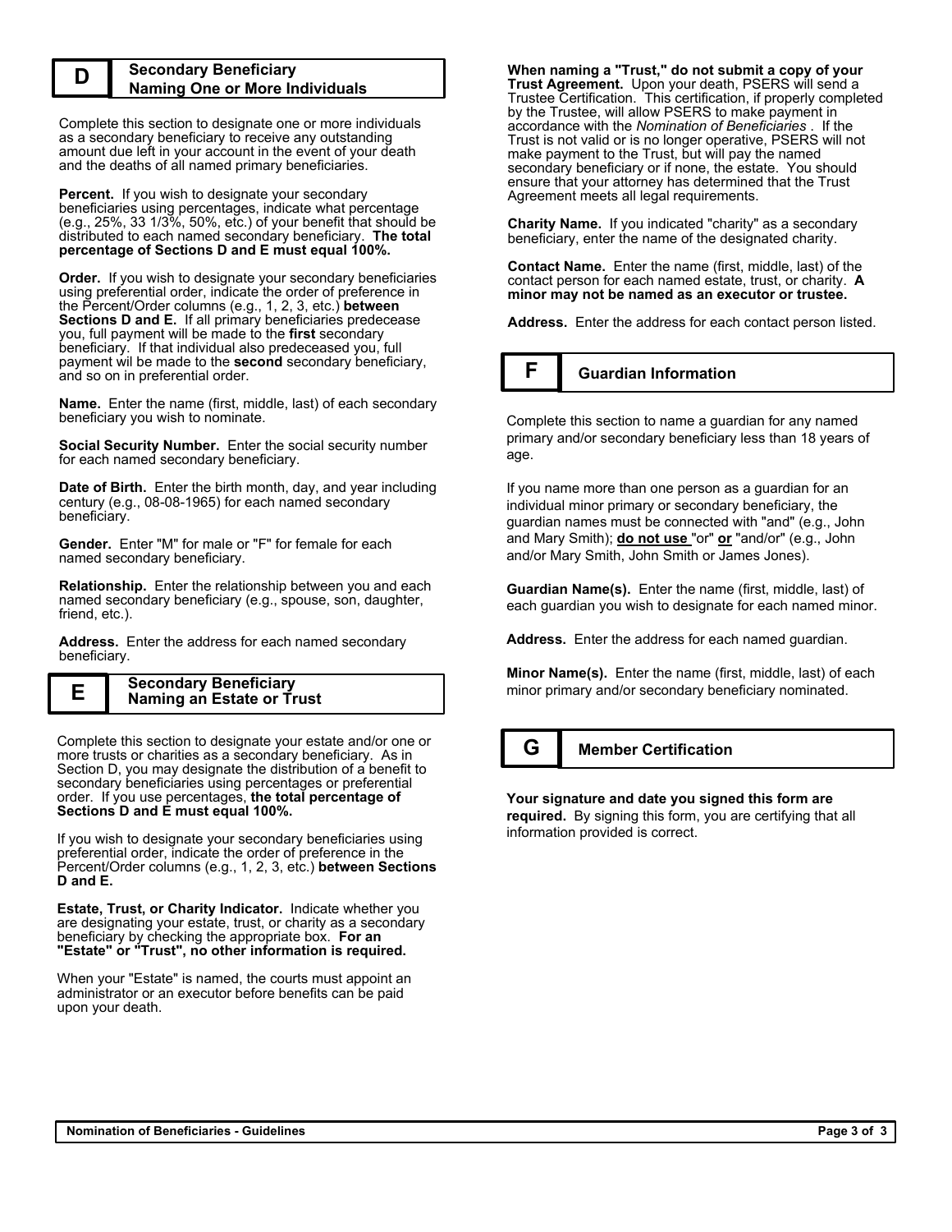## D Secondary Beneficiary Naming One or More Individuals

Complete this section to designate one or more individuals as a secondary beneficiary to receive any outstanding amount due left in your account in the event of your death and the deaths of all named primary beneficiaries.

**Percent.** If you wish to designate your secondary beneficiaries using percentages, indicate what percentage (e.g., 25%, 33 1/3%, 50%, etc.) of your benefit that should be distributed to each named secondary beneficiary. **The total percentage of Sections D and E must equal 100%.**

**Order.** If you wish to designate your secondary beneficiaries using preferential order, indicate the order of preference in the Percent/Order columns (e.g., 1, 2, 3, etc.) **between Sections D and E.** If all primary beneficiaries predecease you, full payment will be made to the **first** secondary beneficiary. If that individual also predeceased you, full payment wil be made to the **second** secondary beneficiary, and so on in preferential order.

**Name.** Enter the name (first, middle, last) of each secondary beneficiary you wish to nominate.

**Social Security Number.** Enter the social security number for each named secondary beneficiary.

**Date of Birth.** Enter the birth month, day, and year including century (e.g., 08-08-1965) for each named secondary beneficiary.

**Gender.** Enter "M" for male or "F" for female for each named secondary beneficiary.

**Relationship.** Enter the relationship between you and each named secondary beneficiary (e.g., spouse, son, daughter, friend, etc.).

**Address.** Enter the address for each named secondary beneficiary.

## E Secondary Beneficiary Naming an Estate or Trust

Complete this section to designate your estate and/or one or more trusts or charities as a secondary beneficiary. As in Section D, you may designate the distribution of a benefit to secondary beneficiaries using percentages or preferential order. If you use percentages, **the total percentage of Sections D and E must equal 100%.**

If you wish to designate your secondary beneficiaries using preferential order, indicate the order of preference in the Percent/Order columns (e.g., 1, 2, 3, etc.) **between Sections D and E.**

**Estate, Trust, or Charity Indicator.** Indicate whether you are designating your estate, trust, or charity as a secondary beneficiary by checking the appropriate box. **For an "Estate" or "Trust", no other information is required.**

When your "Estate" is named, the courts must appoint an administrator or an executor before benefits can be paid upon your death.

**When naming a "Trust," do not submit a copy of your Trust Agreement.** Upon your death, PSERS will send a Trustee Certification. This certification, if properly completed by the Trustee, will allow PSERS to make payment in accordance with the *Nomination of Beneficiaries* . If the Trust is not valid or is no longer operative, PSERS will not make payment to the Trust, but will pay the named secondary beneficiary or if none, the estate. You should ensure that your attorney has determined that the Trust Agreement meets all legal requirements.

**Charity Name.** If you indicated "charity" as a secondary beneficiary, enter the name of the designated charity.

**Contact Name.** Enter the name (first, middle, last) of the contact person for each named estate, trust, or charity. **A minor may not be named as an executor or trustee.**

**Address.** Enter the address for each contact person listed.

## F Guardian Information

Complete this section to name a guardian for any named primary and/or secondary beneficiary less than 18 years of age.

If you name more than one person as a guardian for an individual minor primary or secondary beneficiary, the guardian names must be connected with "and" (e.g., John and Mary Smith); **do not use** "or" **or** "and/or" (e.g., John and/or Mary Smith, John Smith or James Jones).

**Guardian Name(s).** Enter the name (first, middle, last) of each guardian you wish to designate for each named minor.

**Address.** Enter the address for each named guardian.

**Minor Name(s).** Enter the name (first, middle, last) of each minor primary and/or secondary beneficiary nominated.

## G Member Certification

**Your signature and date you signed this form are required.** By signing this form, you are certifying that all information provided is correct.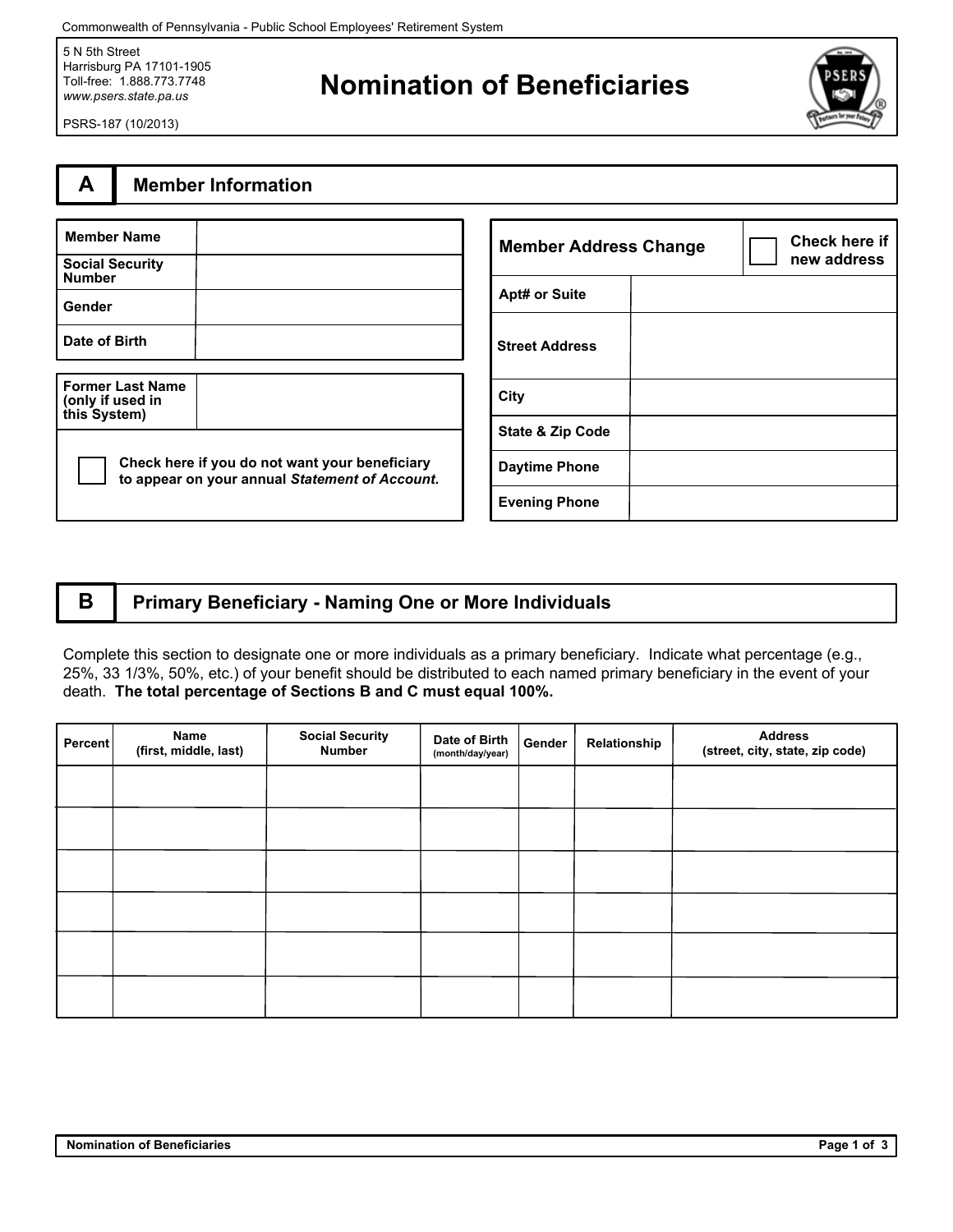Commonwealth of Pennsylvania - Public School Employees' Retirement System

5 N 5th Street
Harrisburg PA 17101-1905
Toll-free: 1.888.773.7748
*www.psers.state.pa.us*

PSRS-187 (10/2013)

# Nomination of Beneficiaries

## A Member Information

| Member Name | |
|---|---|
| Social Security Number | |
| Gender | |
| Date of Birth | |

| Former Last Name (only if used in this System) | |
|---|---|

☐ Check here if you do not want your beneficiary to appear on your annual *Statement of Account.*

| Member Address Change | ☐ Check here if new address |
|---|---|
| Apt# or Suite | |
| Street Address | |
| City | |
| State & Zip Code | |
| Daytime Phone | |
| Evening Phone | |

## B Primary Beneficiary - Naming One or More Individuals

Complete this section to designate one or more individuals as a primary beneficiary. Indicate what percentage (e.g., 25%, 33 1/3%, 50%, etc.) of your benefit should be distributed to each named primary beneficiary in the event of your death. **The total percentage of Sections B and C must equal 100%.**

| Percent | Name (first, middle, last) | Social Security Number | Date of Birth (month/day/year) | Gender | Relationship | Address (street, city, state, zip code) |
|---|---|---|---|---|---|---|
| | | | | | | |
| | | | | | | |
| | | | | | | |
| | | | | | | |
| | | | | | | |
| | | | | | | |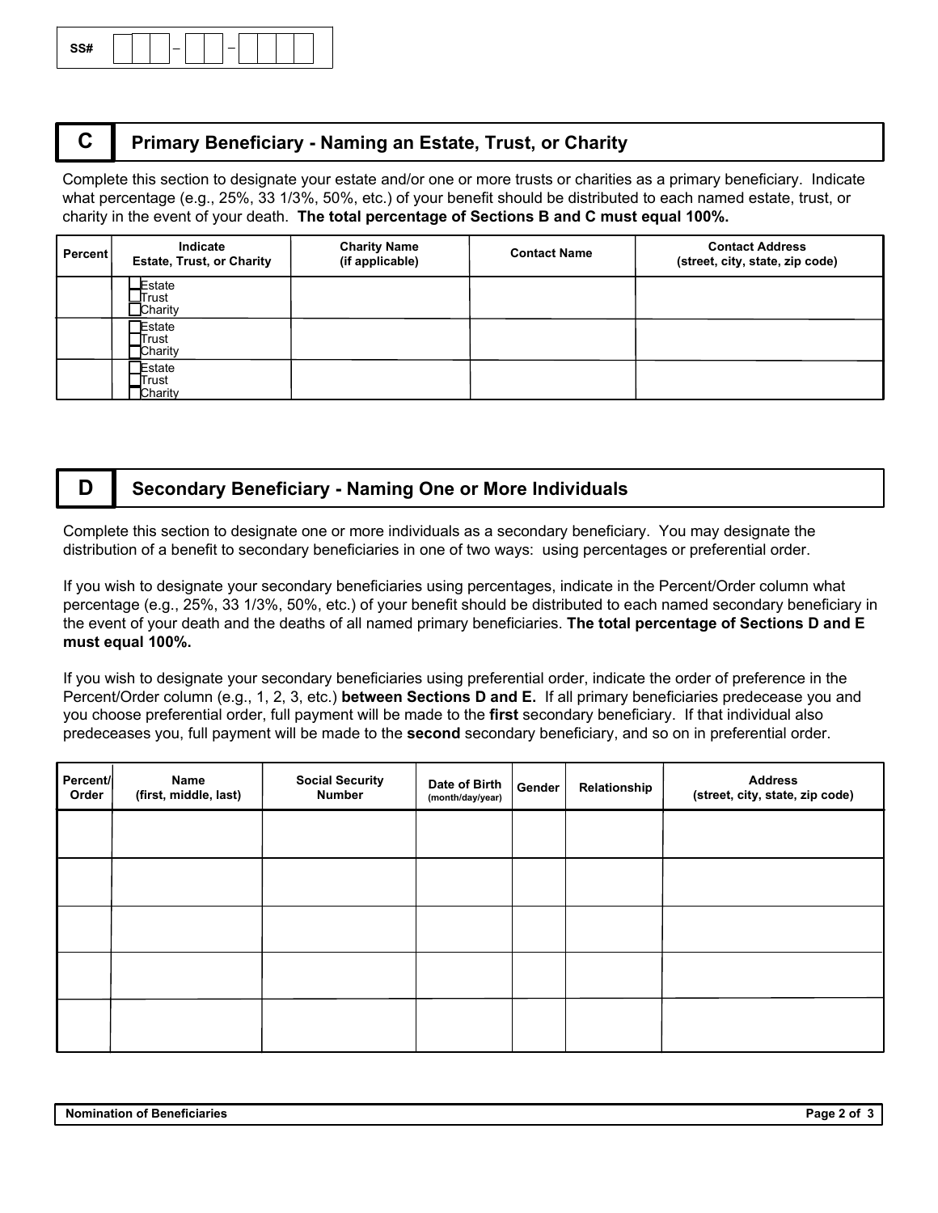SS# ☐☐☐ – ☐☐ – ☐☐☐☐

## C Primary Beneficiary - Naming an Estate, Trust, or Charity

Complete this section to designate your estate and/or one or more trusts or charities as a primary beneficiary. Indicate what percentage (e.g., 25%, 33 1/3%, 50%, etc.) of your benefit should be distributed to each named estate, trust, or charity in the event of your death. **The total percentage of Sections B and C must equal 100%.**

| Percent | Indicate Estate, Trust, or Charity | Charity Name (if applicable) | Contact Name | Contact Address (street, city, state, zip code) |
|---|---|---|---|---|
| | ☐ Estate ☐ Trust ☐ Charity | | | |
| | ☐ Estate ☐ Trust ☐ Charity | | | |
| | ☐ Estate ☐ Trust ☐ Charity | | | |

## D Secondary Beneficiary - Naming One or More Individuals

Complete this section to designate one or more individuals as a secondary beneficiary. You may designate the distribution of a benefit to secondary beneficiaries in one of two ways: using percentages or preferential order.

If you wish to designate your secondary beneficiaries using percentages, indicate in the Percent/Order column what percentage (e.g., 25%, 33 1/3%, 50%, etc.) of your benefit should be distributed to each named secondary beneficiary in the event of your death and the deaths of all named primary beneficiaries. **The total percentage of Sections D and E must equal 100%.**

If you wish to designate your secondary beneficiaries using preferential order, indicate the order of preference in the Percent/Order column (e.g., 1, 2, 3, etc.) **between Sections D and E.** If all primary beneficiaries predecease you and you choose preferential order, full payment will be made to the **first** secondary beneficiary. If that individual also predeceases you, full payment will be made to the **second** secondary beneficiary, and so on in preferential order.

| Percent/ Order | Name (first, middle, last) | Social Security Number | Date of Birth (month/day/year) | Gender | Relationship | Address (street, city, state, zip code) |
|---|---|---|---|---|---|---|
| | | | | | | |
| | | | | | | |
| | | | | | | |
| | | | | | | |
| | | | | | | |

Nomination of Beneficiaries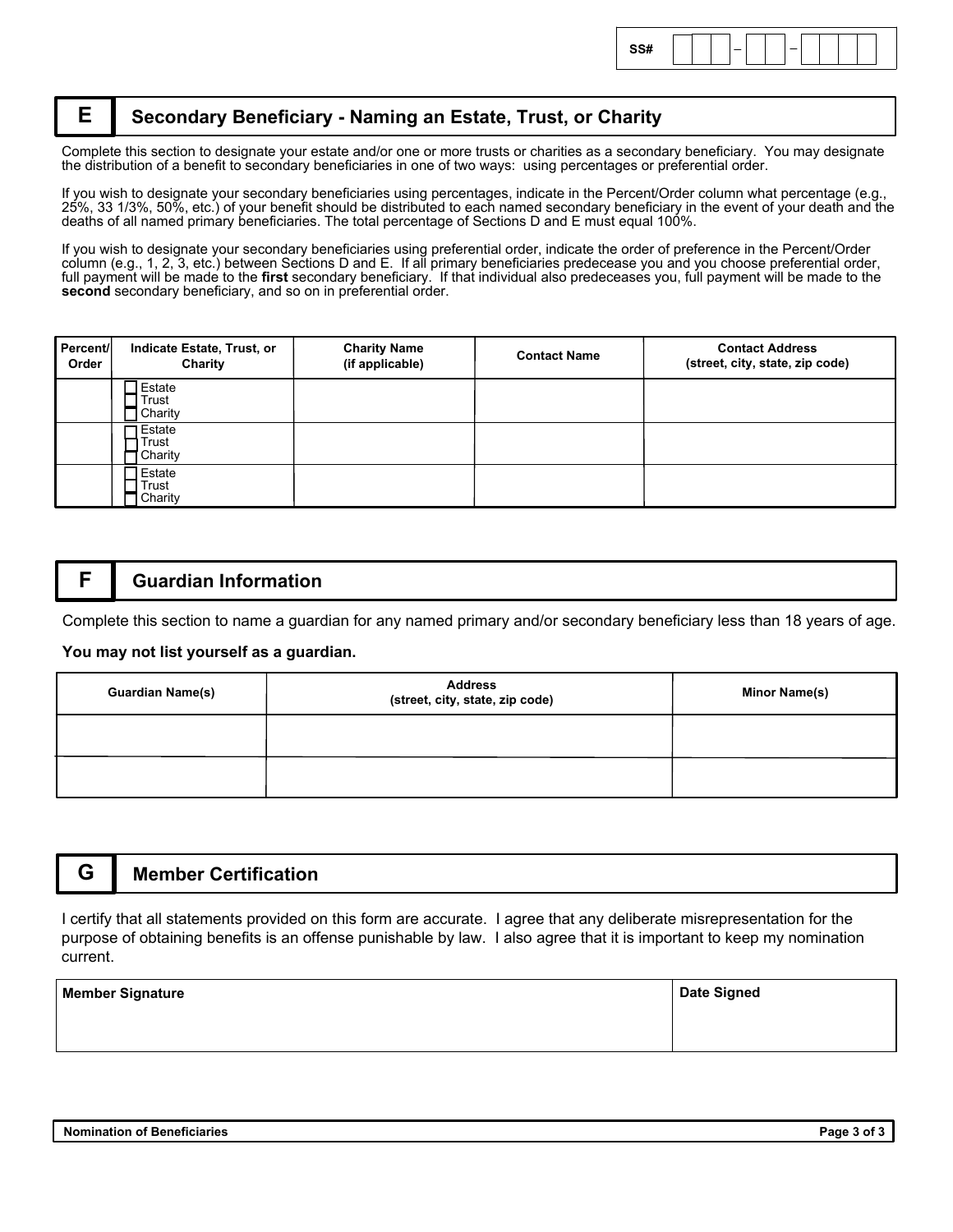SS# | | | – | | – | | | |

## E Secondary Beneficiary - Naming an Estate, Trust, or Charity

Complete this section to designate your estate and/or one or more trusts or charities as a secondary beneficiary. You may designate the distribution of a benefit to secondary beneficiaries in one of two ways: using percentages or preferential order.

If you wish to designate your secondary beneficiaries using percentages, indicate in the Percent/Order column what percentage (e.g., 25%, 33 1/3%, 50%, etc.) of your benefit should be distributed to each named secondary beneficiary in the event of your death and the deaths of all named primary beneficiaries. The total percentage of Sections D and E must equal 100%.

If you wish to designate your secondary beneficiaries using preferential order, indicate the order of preference in the Percent/Order column (e.g., 1, 2, 3, etc.) between Sections D and E. If all primary beneficiaries predecease you and you choose preferential order, full payment will be made to the **first** secondary beneficiary. If that individual also predeceases you, full payment will be made to the **second** secondary beneficiary, and so on in preferential order.

| Percent/ Order | Indicate Estate, Trust, or Charity | Charity Name (if applicable) | Contact Name | Contact Address (street, city, state, zip code) |
|---|---|---|---|---|
| | ☐ Estate ☐ Trust ☐ Charity | | | |
| | ☐ Estate ☐ Trust ☐ Charity | | | |
| | ☐ Estate ☐ Trust ☐ Charity | | | |

## F Guardian Information

Complete this section to name a guardian for any named primary and/or secondary beneficiary less than 18 years of age.

**You may not list yourself as a guardian.**

| Guardian Name(s) | Address (street, city, state, zip code) | Minor Name(s) |
|---|---|---|
| | | |
| | | |

## G Member Certification

I certify that all statements provided on this form are accurate. I agree that any deliberate misrepresentation for the purpose of obtaining benefits is an offense punishable by law. I also agree that it is important to keep my nomination current.

| Member Signature | Date Signed |
|---|---|
| | |